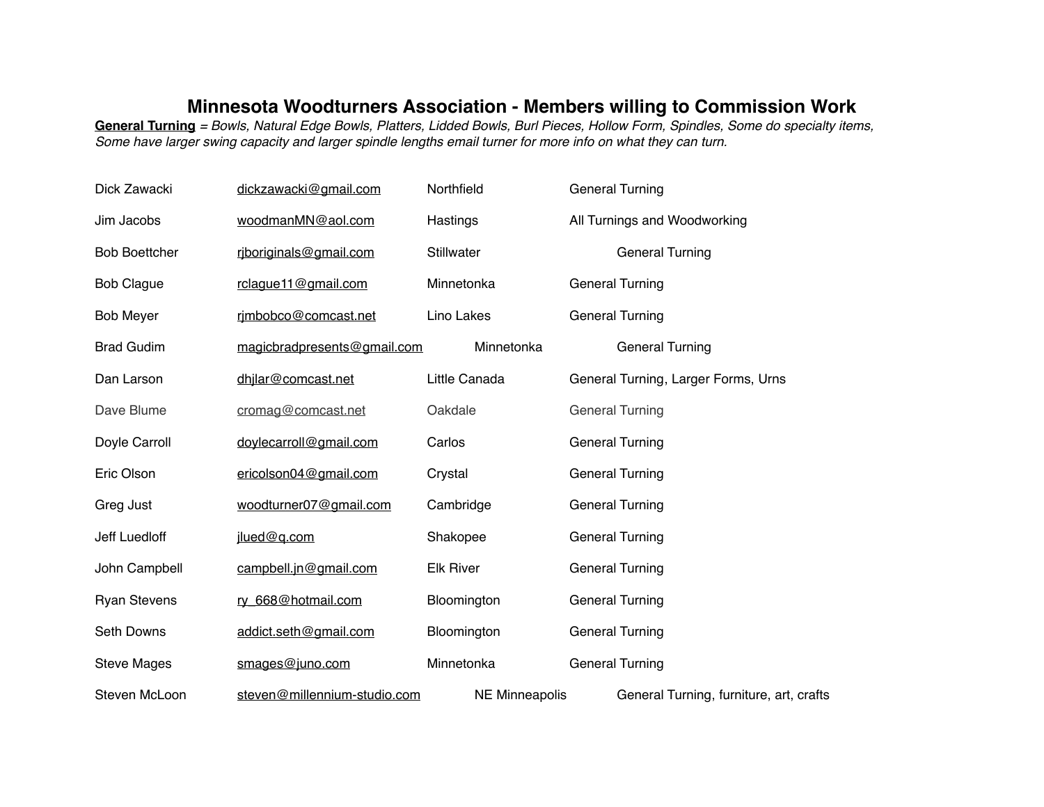# Minnesota Woodturners Association - Members willing to Commission Work

**General Turning** = *Bowls, Natural Edge Bowls, Platters, Lidded Bowls, Burl Pieces, Hollow Form, Spindles, Some do specialty items, Some have larger swing capacity and larger spindle lengths email turner for more info on what they can turn.*

| Name | Email | Location | Specialty |
|---|---|---|---|
| Dick Zawacki | dickzawacki@gmail.com | Northfield | General Turning |
| Jim Jacobs | woodmanMN@aol.com | Hastings | All Turnings and Woodworking |
| Bob Boettcher | rjboriginals@gmail.com | Stillwater | General Turning |
| Bob Clague | rclague11@gmail.com | Minnetonka | General Turning |
| Bob Meyer | rjmbobco@comcast.net | Lino Lakes | General Turning |
| Brad Gudim | magicbradpresents@gmail.com | Minnetonka | General Turning |
| Dan Larson | dhjlar@comcast.net | Little Canada | General Turning, Larger Forms, Urns |
| Dave Blume | cromag@comcast.net | Oakdale | General Turning |
| Doyle Carroll | doylecarroll@gmail.com | Carlos | General Turning |
| Eric Olson | ericolson04@gmail.com | Crystal | General Turning |
| Greg Just | woodturner07@gmail.com | Cambridge | General Turning |
| Jeff Luedloff | jlued@q.com | Shakopee | General Turning |
| John Campbell | campbell.jn@gmail.com | Elk River | General Turning |
| Ryan Stevens | ry_668@hotmail.com | Bloomington | General Turning |
| Seth Downs | addict.seth@gmail.com | Bloomington | General Turning |
| Steve Mages | smages@juno.com | Minnetonka | General Turning |
| Steven McLoon | steven@millennium-studio.com | NE Minneapolis | General Turning, furniture, art, crafts |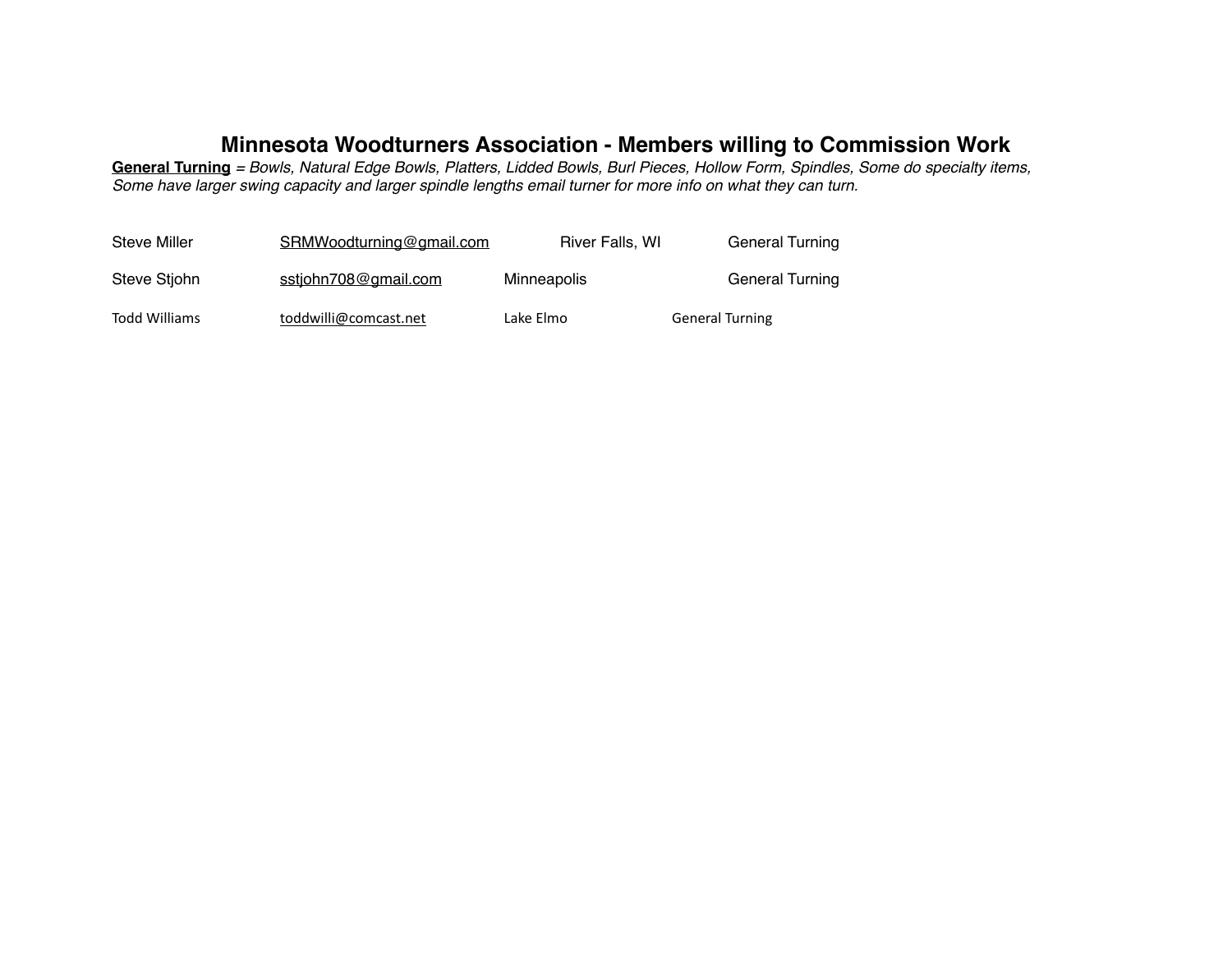# Minnesota Woodturners Association - Members willing to Commission Work

**General Turning** *= Bowls, Natural Edge Bowls, Platters, Lidded Bowls, Burl Pieces, Hollow Form, Spindles, Some do specialty items, Some have larger swing capacity and larger spindle lengths email turner for more info on what they can turn.*

| | | | |
|---|---|---|---|
| Steve Miller | SRMWoodturning@gmail.com | River Falls, WI | General Turning |
| Steve Stjohn | sstjohn708@gmail.com | Minneapolis | General Turning |
| Todd Williams | toddwilli@comcast.net | Lake Elmo | General Turning |